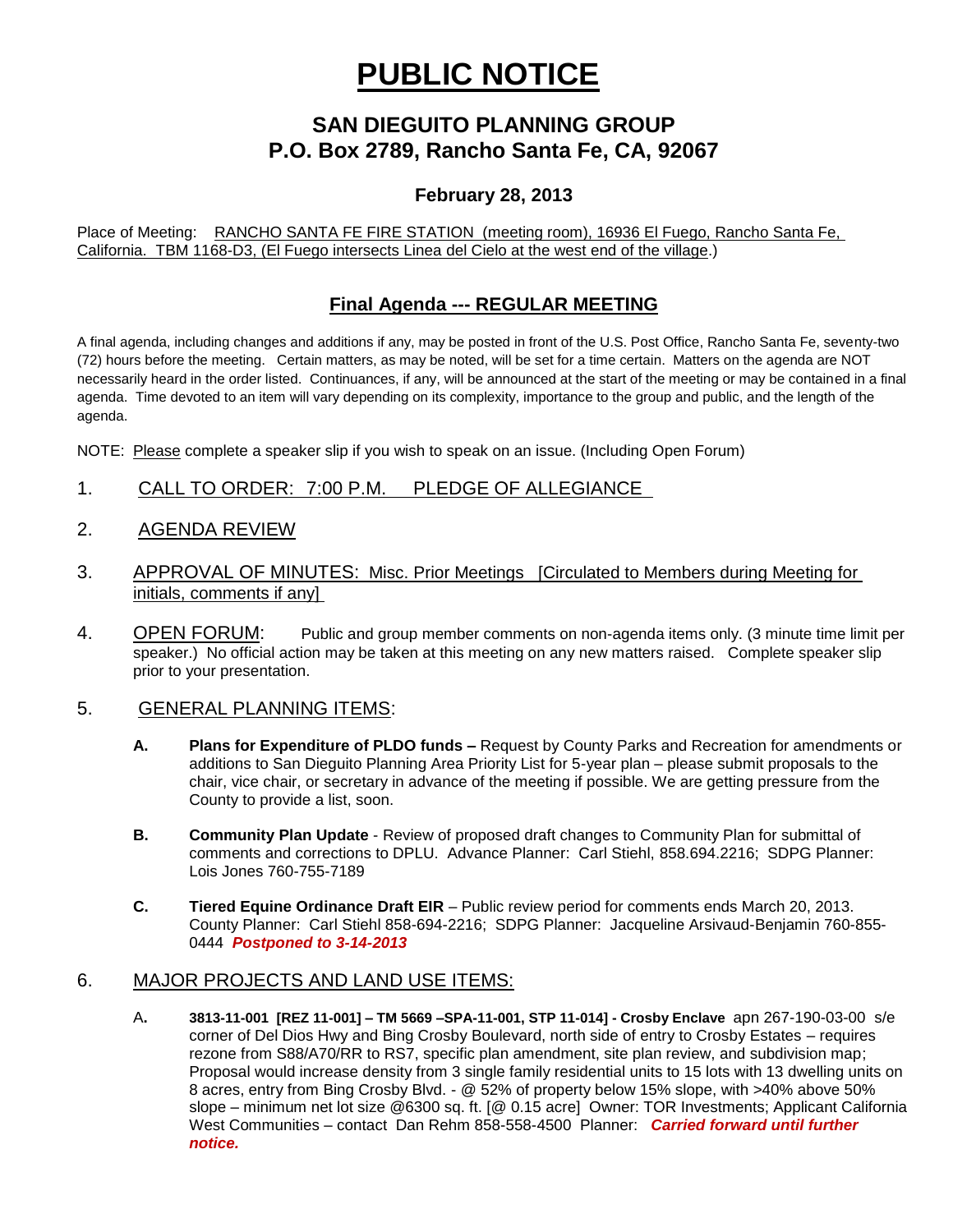# PUBLIC NOTICE

## SAN DIEGUITO PLANNING GROUP
## P.O. Box 2789, Rancho Santa Fe, CA, 92067

### February 28, 2013

Place of Meeting: RANCHO SANTA FE FIRE STATION (meeting room), 16936 El Fuego, Rancho Santa Fe, California. TBM 1168-D3, (El Fuego intersects Linea del Cielo at the west end of the village.)

## Final Agenda --- REGULAR MEETING

A final agenda, including changes and additions if any, may be posted in front of the U.S. Post Office, Rancho Santa Fe, seventy-two (72) hours before the meeting. Certain matters, as may be noted, will be set for a time certain. Matters on the agenda are NOT necessarily heard in the order listed. Continuances, if any, will be announced at the start of the meeting or may be contained in a final agenda. Time devoted to an item will vary depending on its complexity, importance to the group and public, and the length of the agenda.

NOTE: Please complete a speaker slip if you wish to speak on an issue. (Including Open Forum)

1. CALL TO ORDER: 7:00 P.M. PLEDGE OF ALLEGIANCE

2. AGENDA REVIEW

3. APPROVAL OF MINUTES: Misc. Prior Meetings [Circulated to Members during Meeting for initials, comments if any]

4. OPEN FORUM: Public and group member comments on non-agenda items only. (3 minute time limit per speaker.) No official action may be taken at this meeting on any new matters raised. Complete speaker slip prior to your presentation.

5. GENERAL PLANNING ITEMS:

   **A. Plans for Expenditure of PLDO funds –** Request by County Parks and Recreation for amendments or additions to San Dieguito Planning Area Priority List for 5-year plan – please submit proposals to the chair, vice chair, or secretary in advance of the meeting if possible. We are getting pressure from the County to provide a list, soon.

   **B. Community Plan Update** - Review of proposed draft changes to Community Plan for submittal of comments and corrections to DPLU. Advance Planner: Carl Stiehl, 858.694.2216; SDPG Planner: Lois Jones 760-755-7189

   **C. Tiered Equine Ordinance Draft EIR** – Public review period for comments ends March 20, 2013. County Planner: Carl Stiehl 858-694-2216; SDPG Planner: Jacqueline Arsivaud-Benjamin 760-855-0444 ***Postponed to 3-14-2013***

6. MAJOR PROJECTS AND LAND USE ITEMS:

   A**. 3813-11-001 [REZ 11-001] – TM 5669 –SPA-11-001, STP 11-014] - Crosby Enclave** apn 267-190-03-00 s/e corner of Del Dios Hwy and Bing Crosby Boulevard, north side of entry to Crosby Estates – requires rezone from S88/A70/RR to RS7, specific plan amendment, site plan review, and subdivision map; Proposal would increase density from 3 single family residential units to 15 lots with 13 dwelling units on 8 acres, entry from Bing Crosby Blvd. - @ 52% of property below 15% slope, with >40% above 50% slope – minimum net lot size @6300 sq. ft. [@ 0.15 acre] Owner: TOR Investments; Applicant California West Communities – contact Dan Rehm 858-558-4500 Planner: ***Carried forward until further notice.***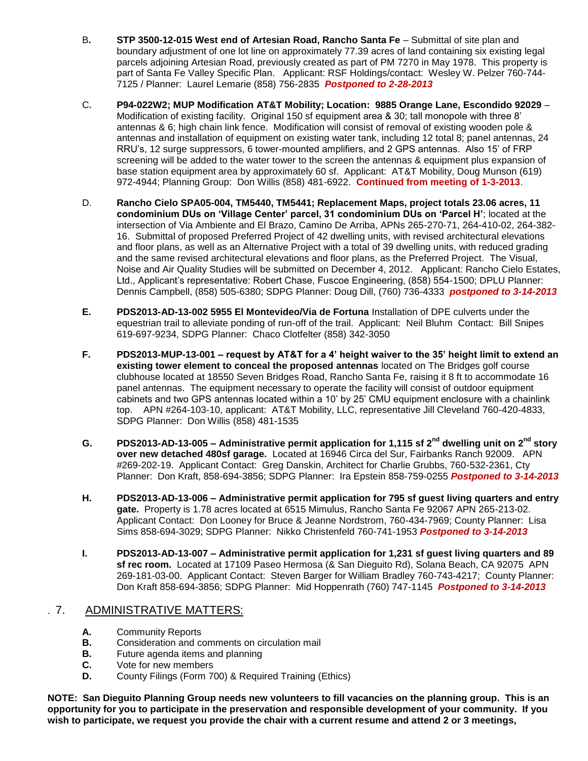B. **STP 3500-12-015 West end of Artesian Road, Rancho Santa Fe** – Submittal of site plan and boundary adjustment of one lot line on approximately 77.39 acres of land containing six existing legal parcels adjoining Artesian Road, previously created as part of PM 7270 in May 1978. This property is part of Santa Fe Valley Specific Plan. Applicant: RSF Holdings/contact: Wesley W. Pelzer 760-744-7125 / Planner: Laurel Lemarie (858) 756-2835 ***Postponed to 2-28-2013***

C. **P94-022W2; MUP Modification AT&T Mobility; Location: 9885 Orange Lane, Escondido 92029** – Modification of existing facility. Original 150 sf equipment area & 30; tall monopole with three 8' antennas & 6; high chain link fence. Modification will consist of removal of existing wooden pole & antennas and installation of equipment on existing water tank, including 12 total 8; panel antennas, 24 RRU's, 12 surge suppressors, 6 tower-mounted amplifiers, and 2 GPS antennas. Also 15' of FRP screening will be added to the water tower to the screen the antennas & equipment plus expansion of base station equipment area by approximately 60 sf. Applicant: AT&T Mobility, Doug Munson (619) 972-4944; Planning Group: Don Willis (858) 481-6922. **Continued from meeting of 1-3-2013**.

D. **Rancho Cielo SPA05-004, TM5440, TM5441; Replacement Maps, project totals 23.06 acres, 11 condominium DUs on 'Village Center' parcel, 31 condominium DUs on 'Parcel H'**; located at the intersection of Via Ambiente and El Brazo, Camino De Arriba, APNs 265-270-71, 264-410-02, 264-382-16. Submittal of proposed Preferred Project of 42 dwelling units, with revised architectural elevations and floor plans, as well as an Alternative Project with a total of 39 dwelling units, with reduced grading and the same revised architectural elevations and floor plans, as the Preferred Project. The Visual, Noise and Air Quality Studies will be submitted on December 4, 2012. Applicant: Rancho Cielo Estates, Ltd., Applicant's representative: Robert Chase, Fuscoe Engineering, (858) 554-1500; DPLU Planner: Dennis Campbell, (858) 505-6380; SDPG Planner: Doug Dill, (760) 736-4333 ***postponed to 3-14-2013***

**E.** **PDS2013-AD-13-002 5955 El Montevideo/Via de Fortuna** Installation of DPE culverts under the equestrian trail to alleviate ponding of run-off of the trail. Applicant: Neil Bluhm Contact: Bill Snipes 619-697-9234, SDPG Planner: Chaco Clotfelter (858) 342-3050

**F.** **PDS2013-MUP-13-001 – request by AT&T for a 4' height waiver to the 35' height limit to extend an existing tower element to conceal the proposed antennas** located on The Bridges golf course clubhouse located at 18550 Seven Bridges Road, Rancho Santa Fe, raising it 8 ft to accommodate 16 panel antennas. The equipment necessary to operate the facility will consist of outdoor equipment cabinets and two GPS antennas located within a 10' by 25' CMU equipment enclosure with a chainlink top. APN #264-103-10, applicant: AT&T Mobility, LLC, representative Jill Cleveland 760-420-4833, SDPG Planner: Don Willis (858) 481-1535

**G.** **PDS2013-AD-13-005 – Administrative permit application for 1,115 sf 2nd dwelling unit on 2nd story over new detached 480sf garage.** Located at 16946 Circa del Sur, Fairbanks Ranch 92009. APN #269-202-19. Applicant Contact: Greg Danskin, Architect for Charlie Grubbs, 760-532-2361, Cty Planner: Don Kraft, 858-694-3856; SDPG Planner: Ira Epstein 858-759-0255 ***Postponed to 3-14-2013***

**H.** **PDS2013-AD-13-006 – Administrative permit application for 795 sf guest living quarters and entry gate.** Property is 1.78 acres located at 6515 Mimulus, Rancho Santa Fe 92067 APN 265-213-02. Applicant Contact: Don Looney for Bruce & Jeanne Nordstrom, 760-434-7969; County Planner: Lisa Sims 858-694-3029; SDPG Planner: Nikko Christenfeld 760-741-1953 ***Postponed to 3-14-2013***

**I.** **PDS2013-AD-13-007 – Administrative permit application for 1,231 sf guest living quarters and 89 sf rec room.** Located at 17109 Paseo Hermosa (& San Dieguito Rd), Solana Beach, CA 92075 APN 269-181-03-00. Applicant Contact: Steven Barger for William Bradley 760-743-4217; County Planner: Don Kraft 858-694-3856; SDPG Planner: Mid Hoppenrath (760) 747-1145 ***Postponed to 3-14-2013***

## 7. ADMINISTRATIVE MATTERS:

**A.** Community Reports
**B.** Consideration and comments on circulation mail
**B.** Future agenda items and planning
**C.** Vote for new members
**D.** County Filings (Form 700) & Required Training (Ethics)

**NOTE: San Dieguito Planning Group needs new volunteers to fill vacancies on the planning group. This is an opportunity for you to participate in the preservation and responsible development of your community. If you wish to participate, we request you provide the chair with a current resume and attend 2 or 3 meetings,**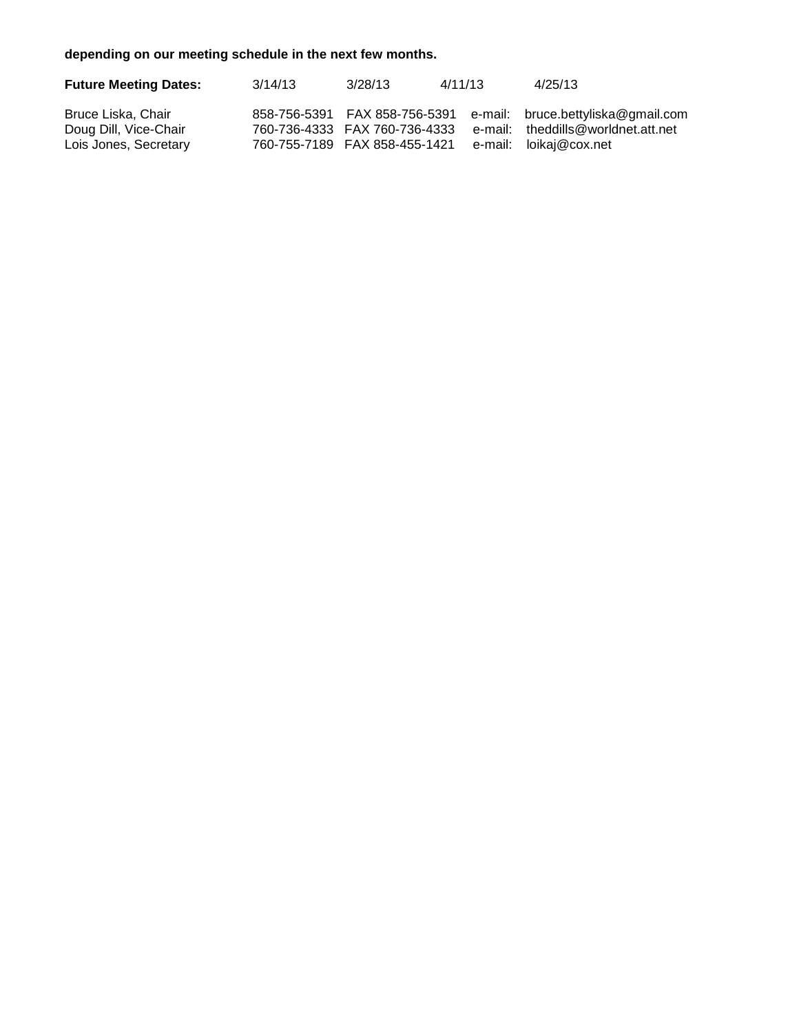**depending on our meeting schedule in the next few months.**

| | | | | |
|---|---|---|---|---|
| **Future Meeting Dates:** | 3/14/13 | 3/28/13 | 4/11/13 | 4/25/13 |

| | | | | |
|---|---|---|---|---|
| Bruce Liska, Chair | 858-756-5391 | FAX 858-756-5391 | e-mail: | bruce.bettyliska@gmail.com |
| Doug Dill, Vice-Chair | 760-736-4333 | FAX 760-736-4333 | e-mail: | theddills@worldnet.att.net |
| Lois Jones, Secretary | 760-755-7189 | FAX 858-455-1421 | e-mail: | loikaj@cox.net |